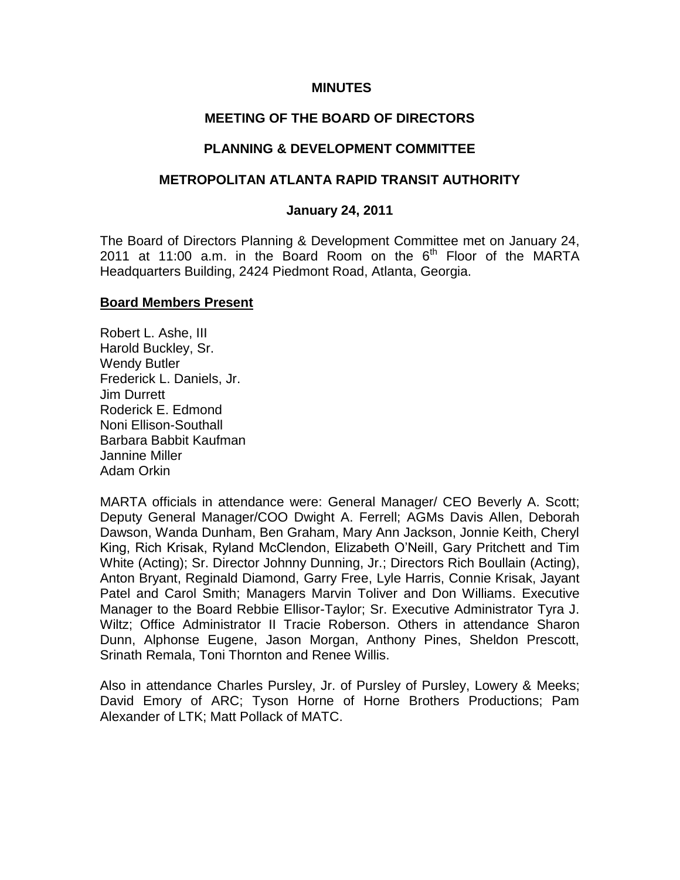# MINUTES

## MEETING OF THE BOARD OF DIRECTORS

## PLANNING & DEVELOPMENT COMMITTEE

## METROPOLITAN ATLANTA RAPID TRANSIT AUTHORITY

### January 24, 2011

The Board of Directors Planning & Development Committee met on January 24, 2011 at 11:00 a.m. in the Board Room on the 6th Floor of the MARTA Headquarters Building, 2424 Piedmont Road, Atlanta, Georgia.

**Board Members Present**

Robert L. Ashe, III
Harold Buckley, Sr.
Wendy Butler
Frederick L. Daniels, Jr.
Jim Durrett
Roderick E. Edmond
Noni Ellison-Southall
Barbara Babbit Kaufman
Jannine Miller
Adam Orkin

MARTA officials in attendance were: General Manager/ CEO Beverly A. Scott; Deputy General Manager/COO Dwight A. Ferrell; AGMs Davis Allen, Deborah Dawson, Wanda Dunham, Ben Graham, Mary Ann Jackson, Jonnie Keith, Cheryl King, Rich Krisak, Ryland McClendon, Elizabeth O'Neill, Gary Pritchett and Tim White (Acting); Sr. Director Johnny Dunning, Jr.; Directors Rich Boullain (Acting), Anton Bryant, Reginald Diamond, Garry Free, Lyle Harris, Connie Krisak, Jayant Patel and Carol Smith; Managers Marvin Toliver and Don Williams. Executive Manager to the Board Rebbie Ellisor-Taylor; Sr. Executive Administrator Tyra J. Wiltz; Office Administrator II Tracie Roberson. Others in attendance Sharon Dunn, Alphonse Eugene, Jason Morgan, Anthony Pines, Sheldon Prescott, Srinath Remala, Toni Thornton and Renee Willis.

Also in attendance Charles Pursley, Jr. of Pursley of Pursley, Lowery & Meeks; David Emory of ARC; Tyson Horne of Horne Brothers Productions; Pam Alexander of LTK; Matt Pollack of MATC.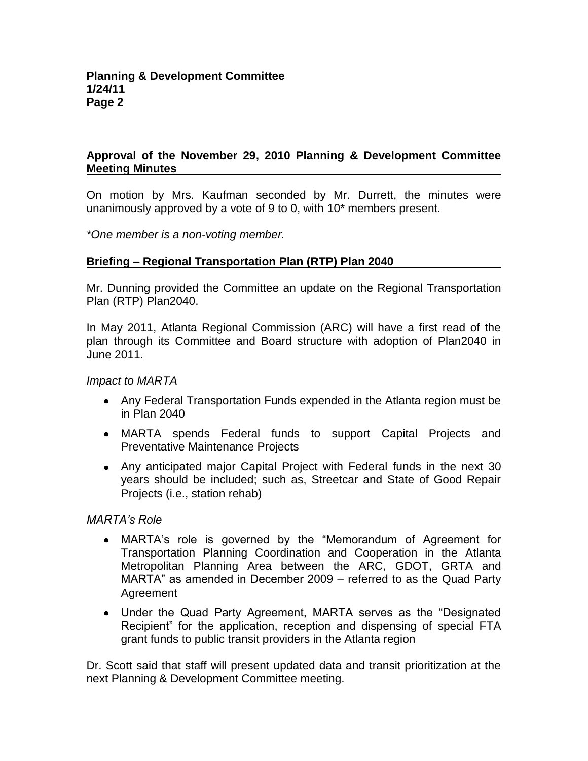## Approval of the November 29, 2010 Planning & Development Committee Meeting Minutes

On motion by Mrs. Kaufman seconded by Mr. Durrett, the minutes were unanimously approved by a vote of 9 to 0, with 10* members present.

*\*One member is a non-voting member.*

## Briefing – Regional Transportation Plan (RTP) Plan 2040

Mr. Dunning provided the Committee an update on the Regional Transportation Plan (RTP) Plan2040.

In May 2011, Atlanta Regional Commission (ARC) will have a first read of the plan through its Committee and Board structure with adoption of Plan2040 in June 2011.

*Impact to MARTA*

- Any Federal Transportation Funds expended in the Atlanta region must be in Plan 2040
- MARTA spends Federal funds to support Capital Projects and Preventative Maintenance Projects
- Any anticipated major Capital Project with Federal funds in the next 30 years should be included; such as, Streetcar and State of Good Repair Projects (i.e., station rehab)

*MARTA's Role*

- MARTA's role is governed by the "Memorandum of Agreement for Transportation Planning Coordination and Cooperation in the Atlanta Metropolitan Planning Area between the ARC, GDOT, GRTA and MARTA" as amended in December 2009 – referred to as the Quad Party Agreement
- Under the Quad Party Agreement, MARTA serves as the "Designated Recipient" for the application, reception and dispensing of special FTA grant funds to public transit providers in the Atlanta region

Dr. Scott said that staff will present updated data and transit prioritization at the next Planning & Development Committee meeting.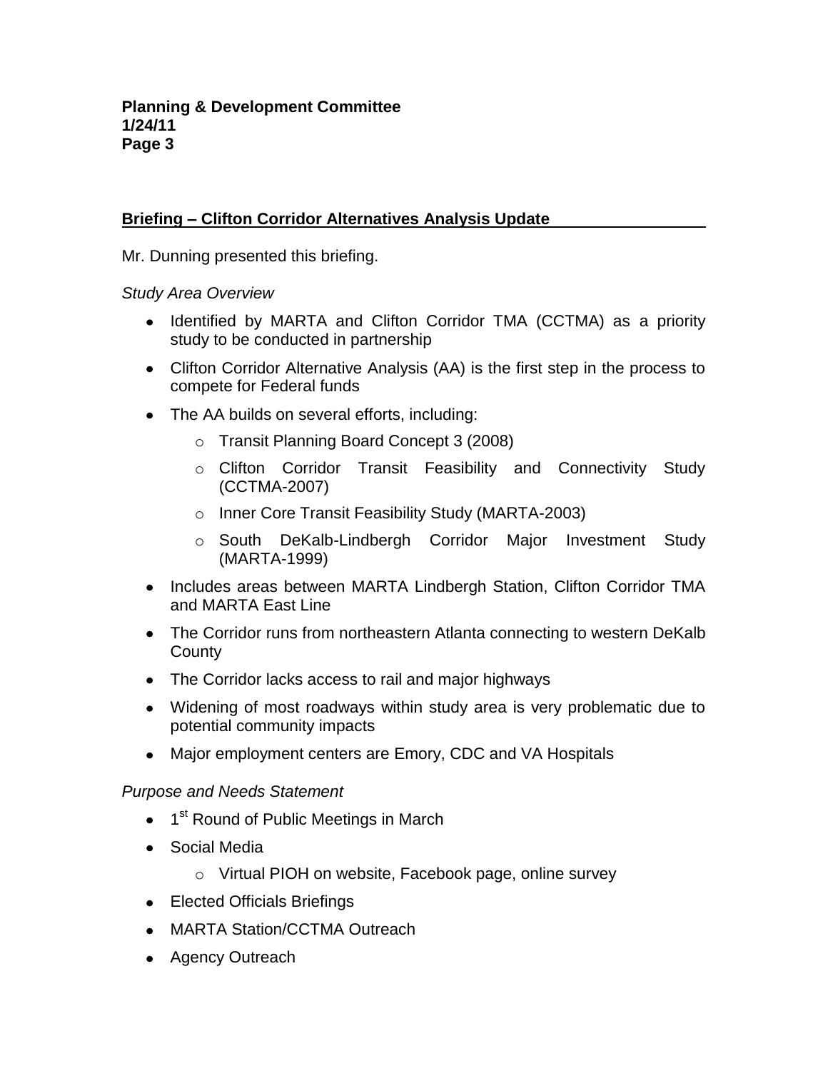**Briefing – Clifton Corridor Alternatives Analysis Update**

Mr. Dunning presented this briefing.

*Study Area Overview*

- Identified by MARTA and Clifton Corridor TMA (CCTMA) as a priority study to be conducted in partnership
- Clifton Corridor Alternative Analysis (AA) is the first step in the process to compete for Federal funds
- The AA builds on several efforts, including:
  - Transit Planning Board Concept 3 (2008)
  - Clifton Corridor Transit Feasibility and Connectivity Study (CCTMA-2007)
  - Inner Core Transit Feasibility Study (MARTA-2003)
  - South DeKalb-Lindbergh Corridor Major Investment Study (MARTA-1999)
- Includes areas between MARTA Lindbergh Station, Clifton Corridor TMA and MARTA East Line
- The Corridor runs from northeastern Atlanta connecting to western DeKalb County
- The Corridor lacks access to rail and major highways
- Widening of most roadways within study area is very problematic due to potential community impacts
- Major employment centers are Emory, CDC and VA Hospitals

*Purpose and Needs Statement*

- 1st Round of Public Meetings in March
- Social Media
  - Virtual PIOH on website, Facebook page, online survey
- Elected Officials Briefings
- MARTA Station/CCTMA Outreach
- Agency Outreach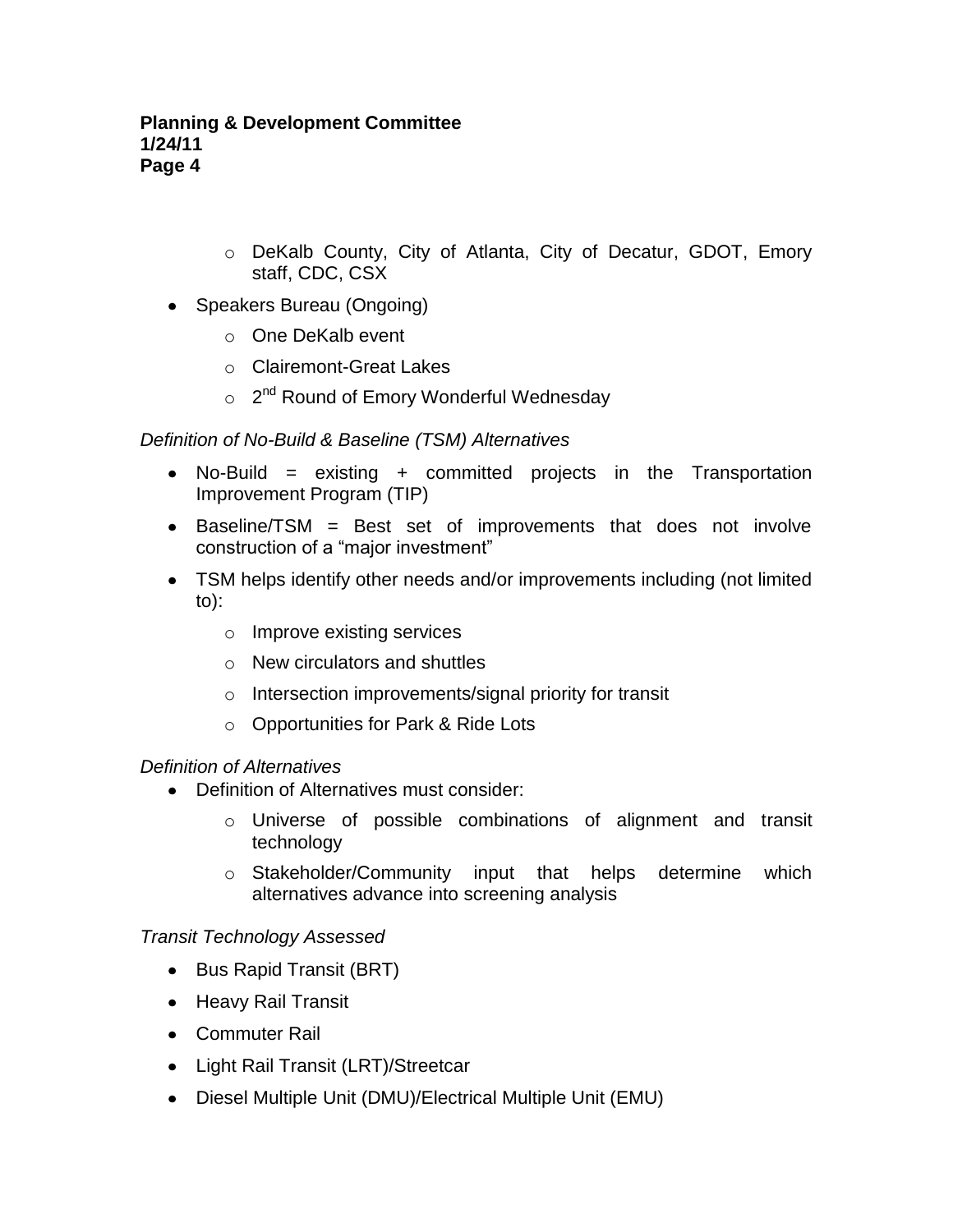- DeKalb County, City of Atlanta, City of Decatur, GDOT, Emory staff, CDC, CSX

- Speakers Bureau (Ongoing)
  - One DeKalb event
  - Clairemont-Great Lakes
  - 2nd Round of Emory Wonderful Wednesday

*Definition of No-Build & Baseline (TSM) Alternatives*

- No-Build = existing + committed projects in the Transportation Improvement Program (TIP)
- Baseline/TSM = Best set of improvements that does not involve construction of a "major investment"
- TSM helps identify other needs and/or improvements including (not limited to):
  - Improve existing services
  - New circulators and shuttles
  - Intersection improvements/signal priority for transit
  - Opportunities for Park & Ride Lots

*Definition of Alternatives*

- Definition of Alternatives must consider:
  - Universe of possible combinations of alignment and transit technology
  - Stakeholder/Community input that helps determine which alternatives advance into screening analysis

*Transit Technology Assessed*

- Bus Rapid Transit (BRT)
- Heavy Rail Transit
- Commuter Rail
- Light Rail Transit (LRT)/Streetcar
- Diesel Multiple Unit (DMU)/Electrical Multiple Unit (EMU)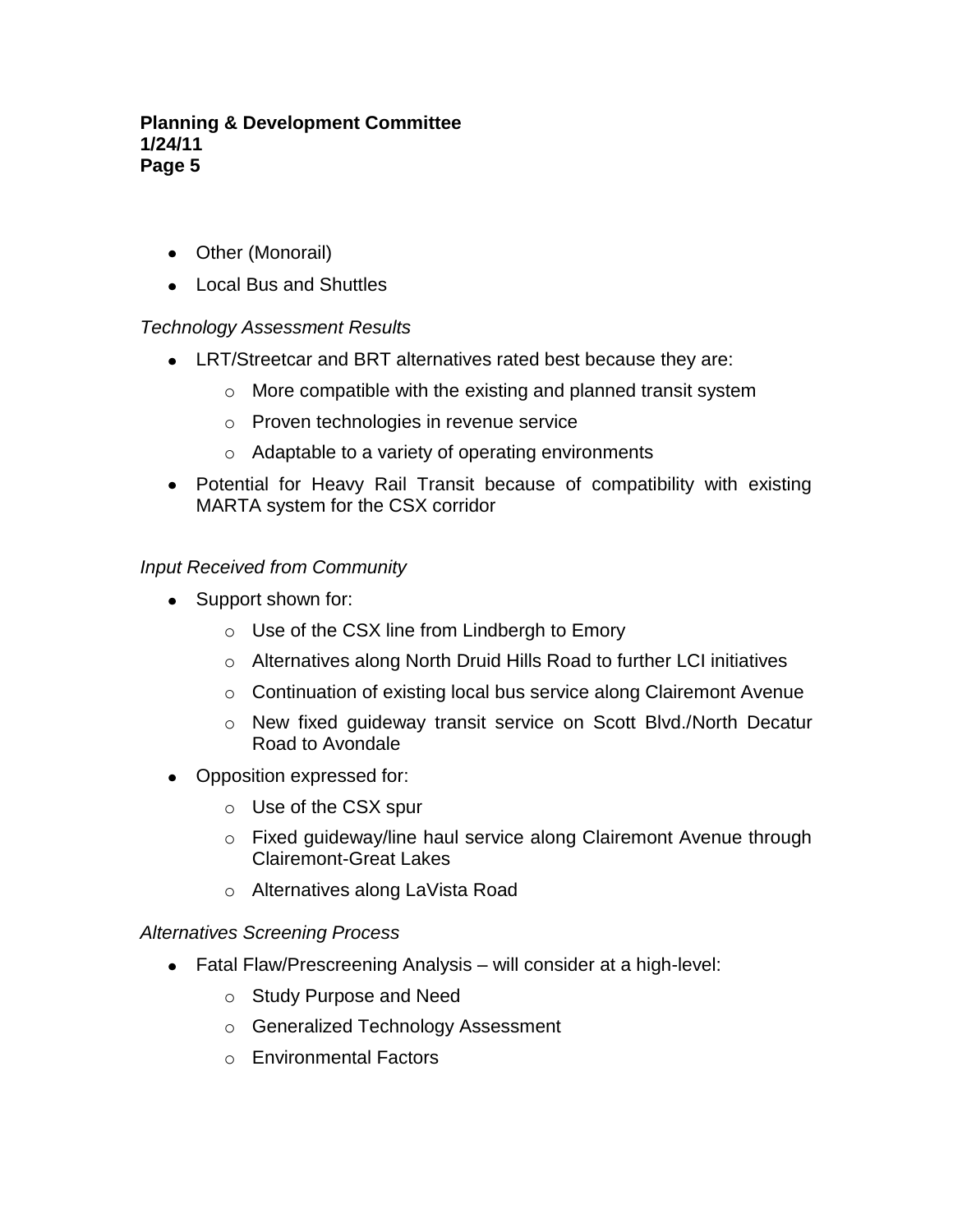- Other (Monorail)
- Local Bus and Shuttles

*Technology Assessment Results*

- LRT/Streetcar and BRT alternatives rated best because they are:
  - More compatible with the existing and planned transit system
  - Proven technologies in revenue service
  - Adaptable to a variety of operating environments
- Potential for Heavy Rail Transit because of compatibility with existing MARTA system for the CSX corridor

*Input Received from Community*

- Support shown for:
  - Use of the CSX line from Lindbergh to Emory
  - Alternatives along North Druid Hills Road to further LCI initiatives
  - Continuation of existing local bus service along Clairemont Avenue
  - New fixed guideway transit service on Scott Blvd./North Decatur Road to Avondale
- Opposition expressed for:
  - Use of the CSX spur
  - Fixed guideway/line haul service along Clairemont Avenue through Clairemont-Great Lakes
  - Alternatives along LaVista Road

*Alternatives Screening Process*

- Fatal Flaw/Prescreening Analysis – will consider at a high-level:
  - Study Purpose and Need
  - Generalized Technology Assessment
  - Environmental Factors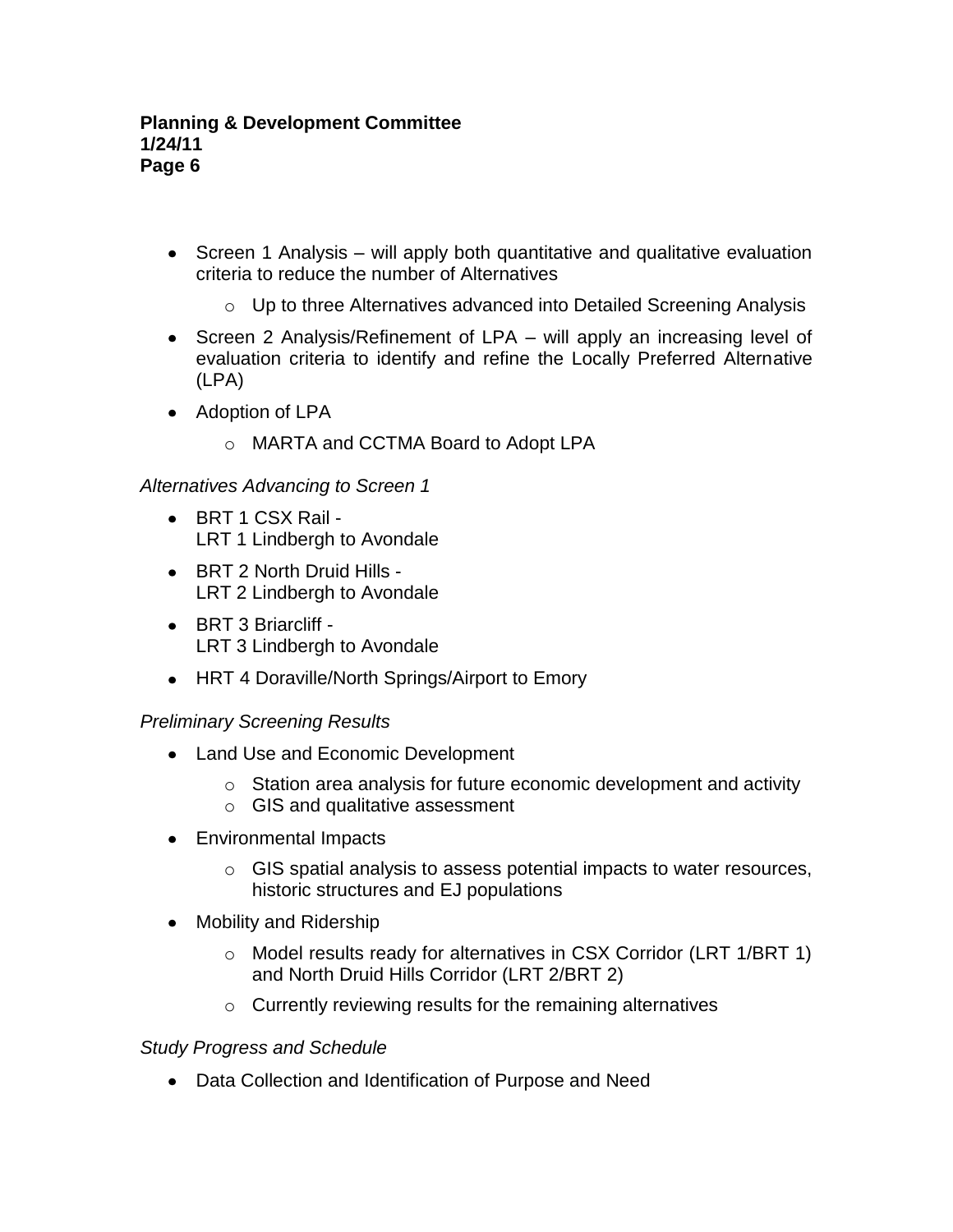- Screen 1 Analysis – will apply both quantitative and qualitative evaluation criteria to reduce the number of Alternatives
  - Up to three Alternatives advanced into Detailed Screening Analysis
- Screen 2 Analysis/Refinement of LPA – will apply an increasing level of evaluation criteria to identify and refine the Locally Preferred Alternative (LPA)
- Adoption of LPA
  - MARTA and CCTMA Board to Adopt LPA

*Alternatives Advancing to Screen 1*

- BRT 1 CSX Rail -
  LRT 1 Lindbergh to Avondale
- BRT 2 North Druid Hills -
  LRT 2 Lindbergh to Avondale
- BRT 3 Briarcliff -
  LRT 3 Lindbergh to Avondale
- HRT 4 Doraville/North Springs/Airport to Emory

*Preliminary Screening Results*

- Land Use and Economic Development
  - Station area analysis for future economic development and activity
  - GIS and qualitative assessment
- Environmental Impacts
  - GIS spatial analysis to assess potential impacts to water resources, historic structures and EJ populations
- Mobility and Ridership
  - Model results ready for alternatives in CSX Corridor (LRT 1/BRT 1) and North Druid Hills Corridor (LRT 2/BRT 2)
  - Currently reviewing results for the remaining alternatives

*Study Progress and Schedule*

- Data Collection and Identification of Purpose and Need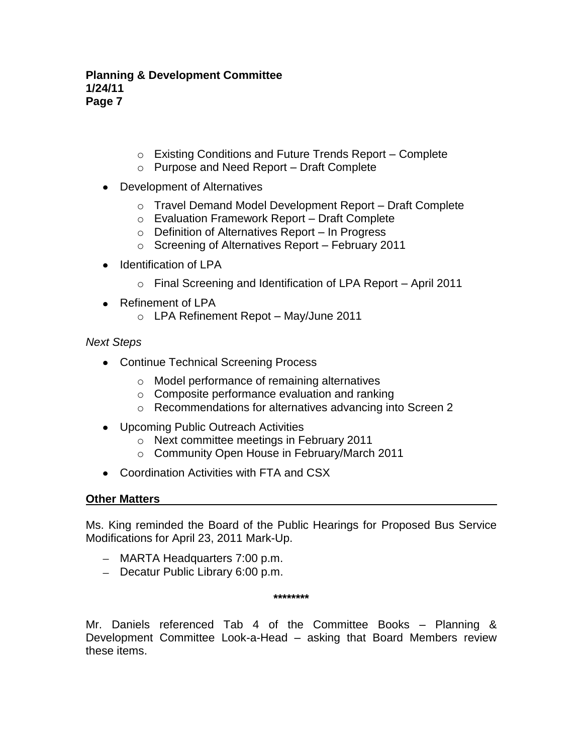- Existing Conditions and Future Trends Report – Complete
- Purpose and Need Report – Draft Complete

- Development of Alternatives
  - Travel Demand Model Development Report – Draft Complete
  - Evaluation Framework Report – Draft Complete
  - Definition of Alternatives Report – In Progress
  - Screening of Alternatives Report – February 2011

- Identification of LPA
  - Final Screening and Identification of LPA Report – April 2011

- Refinement of LPA
  - LPA Refinement Repot – May/June 2011

*Next Steps*

- Continue Technical Screening Process
  - Model performance of remaining alternatives
  - Composite performance evaluation and ranking
  - Recommendations for alternatives advancing into Screen 2

- Upcoming Public Outreach Activities
  - Next committee meetings in February 2011
  - Community Open House in February/March 2011

- Coordination Activities with FTA and CSX

**Other Matters**

Ms. King reminded the Board of the Public Hearings for Proposed Bus Service Modifications for April 23, 2011 Mark-Up.

- MARTA Headquarters 7:00 p.m.
- Decatur Public Library 6:00 p.m.

**\*\*\*\*\*\*\*\***

Mr. Daniels referenced Tab 4 of the Committee Books – Planning & Development Committee Look-a-Head – asking that Board Members review these items.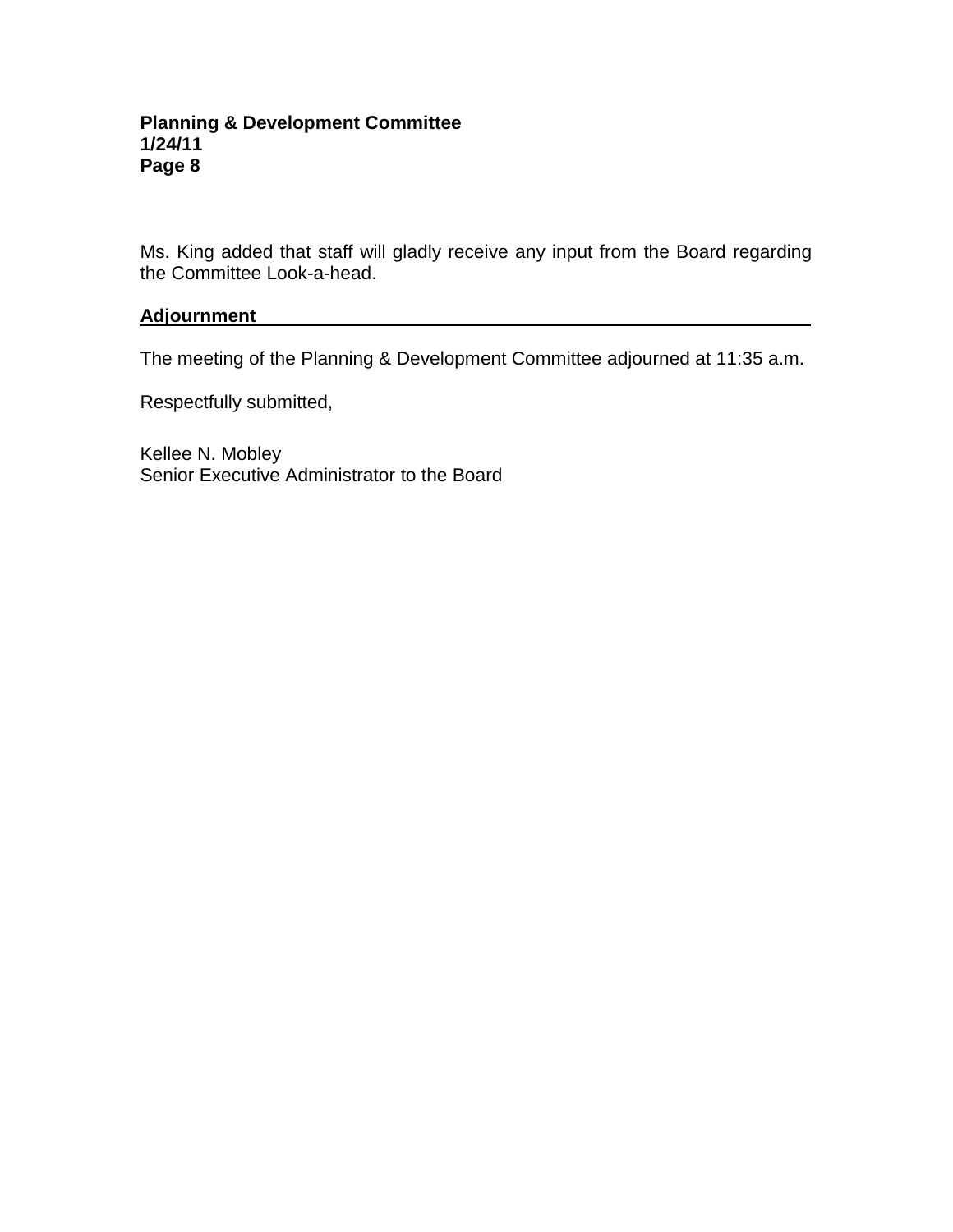Ms. King added that staff will gladly receive any input from the Board regarding the Committee Look-a-head.

## Adjournment

The meeting of the Planning & Development Committee adjourned at 11:35 a.m.

Respectfully submitted,

Kellee N. Mobley
Senior Executive Administrator to the Board